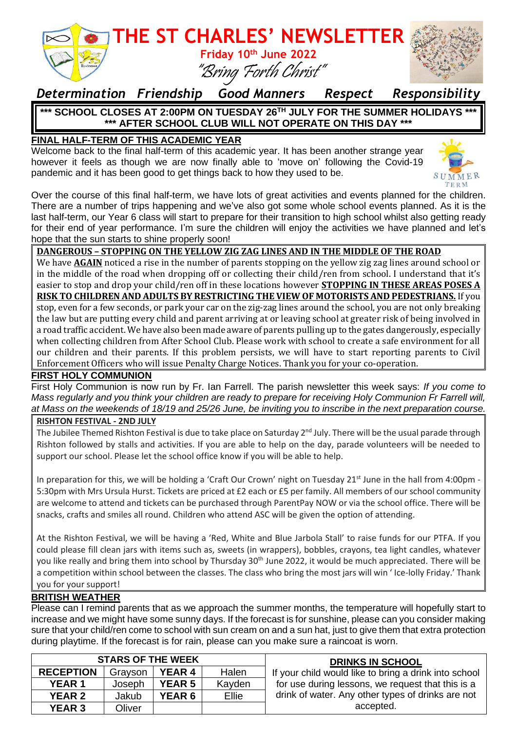# THE ST CHARLES' NEWSLETTER

**Friday 10th June 2022**

*"Bring Forth Christ"*

***Determination Friendship Good Manners Respect Responsibility***

**\*\*\* SCHOOL CLOSES AT 2:00PM ON TUESDAY 26TH JULY FOR THE SUMMER HOLIDAYS \*\*\***
**\*\*\* AFTER SCHOOL CLUB WILL NOT OPERATE ON THIS DAY \*\*\***

## FINAL HALF-TERM OF THIS ACADEMIC YEAR

Welcome back to the final half-term of this academic year. It has been another strange year however it feels as though we are now finally able to 'move on' following the Covid-19 pandemic and it has been good to get things back to how they used to be.

Over the course of this final half-term, we have lots of great activities and events planned for the children. There are a number of trips happening and we've also got some whole school events planned. As it is the last half-term, our Year 6 class will start to prepare for their transition to high school whilst also getting ready for their end of year performance. I'm sure the children will enjoy the activities we have planned and let's hope that the sun starts to shine properly soon!

## DANGEROUS – STOPPING ON THE YELLOW ZIG ZAG LINES AND IN THE MIDDLE OF THE ROAD

We have **AGAIN** noticed a rise in the number of parents stopping on the yellow zig zag lines around school or in the middle of the road when dropping off or collecting their child/ren from school. I understand that it's easier to stop and drop your child/ren off in these locations however **STOPPING IN THESE AREAS POSES A RISK TO CHILDREN AND ADULTS BY RESTRICTING THE VIEW OF MOTORISTS AND PEDESTRIANS.** If you stop, even for a few seconds, or park your car on the zig-zag lines around the school, you are not only breaking the law but are putting every child and parent arriving at or leaving school at greater risk of being involved in a road traffic accident. We have also been made aware of parents pulling up to the gates dangerously, especially when collecting children from After School Club. Please work with school to create a safe environment for all our children and their parents. If this problem persists, we will have to start reporting parents to Civil Enforcement Officers who will issue Penalty Charge Notices. Thank you for your co-operation.

## FIRST HOLY COMMUNION

First Holy Communion is now run by Fr. Ian Farrell. The parish newsletter this week says: *If you come to Mass regularly and you think your children are ready to prepare for receiving Holy Communion Fr Farrell will, at Mass on the weekends of 18/19 and 25/26 June, be inviting you to inscribe in the next preparation course.*

## RISHTON FESTIVAL - 2ND JULY

The Jubilee Themed Rishton Festival is due to take place on Saturday 2nd July. There will be the usual parade through Rishton followed by stalls and activities. If you are able to help on the day, parade volunteers will be needed to support our school. Please let the school office know if you will be able to help.

In preparation for this, we will be holding a 'Craft Our Crown' night on Tuesday 21st June in the hall from 4:00pm - 5:30pm with Mrs Ursula Hurst. Tickets are priced at £2 each or £5 per family. All members of our school community are welcome to attend and tickets can be purchased through ParentPay NOW or via the school office. There will be snacks, crafts and smiles all round. Children who attend ASC will be given the option of attending.

At the Rishton Festival, we will be having a 'Red, White and Blue Jarbola Stall' to raise funds for our PTFA. If you could please fill clean jars with items such as, sweets (in wrappers), bobbles, crayons, tea light candles, whatever you like really and bring them into school by Thursday 30th June 2022, it would be much appreciated. There will be a competition within school between the classes. The class who bring the most jars will win ' Ice-lolly Friday.' Thank you for your support!

## BRITISH WEATHER

Please can I remind parents that as we approach the summer months, the temperature will hopefully start to increase and we might have some sunny days. If the forecast is for sunshine, please can you consider making sure that your child/ren come to school with sun cream on and a sun hat, just to give them that extra protection during playtime. If the forecast is for rain, please can you make sure a raincoat is worn.

| STARS OF THE WEEK | | | |
|---|---|---|---|
| **RECEPTION** | Grayson | **YEAR 4** | Halen |
| **YEAR 1** | Joseph | **YEAR 5** | Kayden |
| **YEAR 2** | Jakub | **YEAR 6** | Ellie |
| **YEAR 3** | Oliver | | |

## DRINKS IN SCHOOL

If your child would like to bring a drink into school for use during lessons, we request that this is a drink of water. Any other types of drinks are not accepted.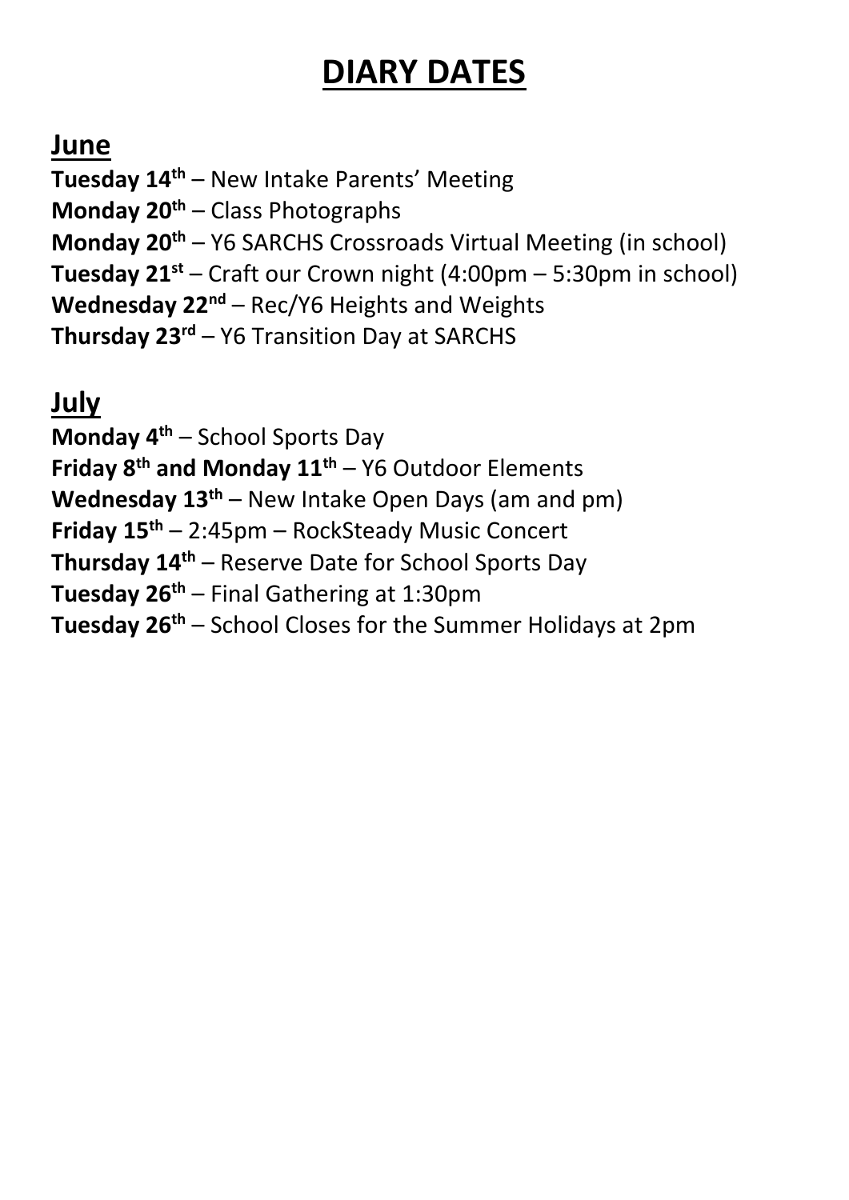# DIARY DATES

## June

**Tuesday 14th** – New Intake Parents' Meeting
**Monday 20th** – Class Photographs
**Monday 20th** – Y6 SARCHS Crossroads Virtual Meeting (in school)
**Tuesday 21st** – Craft our Crown night (4:00pm – 5:30pm in school)
**Wednesday 22nd** – Rec/Y6 Heights and Weights
**Thursday 23rd** – Y6 Transition Day at SARCHS

## July

**Monday 4th** – School Sports Day
**Friday 8th and Monday 11th** – Y6 Outdoor Elements
**Wednesday 13th** – New Intake Open Days (am and pm)
**Friday 15th** – 2:45pm – RockSteady Music Concert
**Thursday 14th** – Reserve Date for School Sports Day
**Tuesday 26th** – Final Gathering at 1:30pm
**Tuesday 26th** – School Closes for the Summer Holidays at 2pm